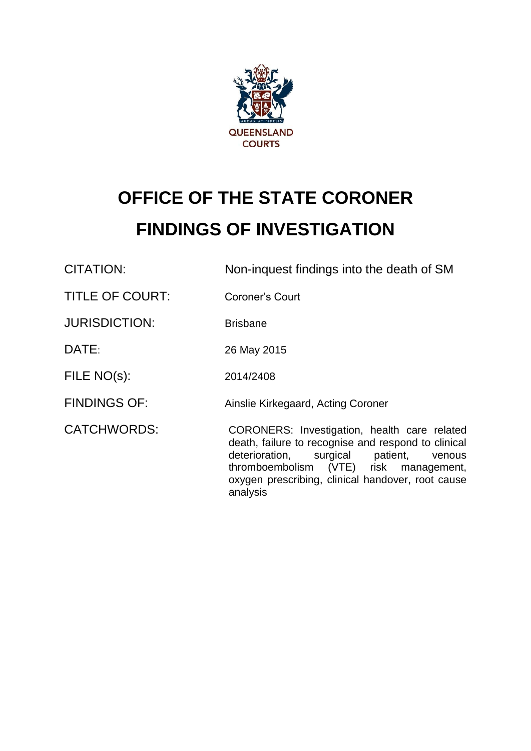QUEENSLAND COURTS

# OFFICE OF THE STATE CORONER

# FINDINGS OF INVESTIGATION

| | |
|---|---|
| CITATION: | Non-inquest findings into the death of SM |
| TITLE OF COURT: | Coroner's Court |
| JURISDICTION: | Brisbane |
| DATE: | 26 May 2015 |
| FILE NO(s): | 2014/2408 |
| FINDINGS OF: | Ainslie Kirkegaard, Acting Coroner |
| CATCHWORDS: | CORONERS: Investigation, health care related death, failure to recognise and respond to clinical deterioration, surgical patient, venous thromboembolism (VTE) risk management, oxygen prescribing, clinical handover, root cause analysis |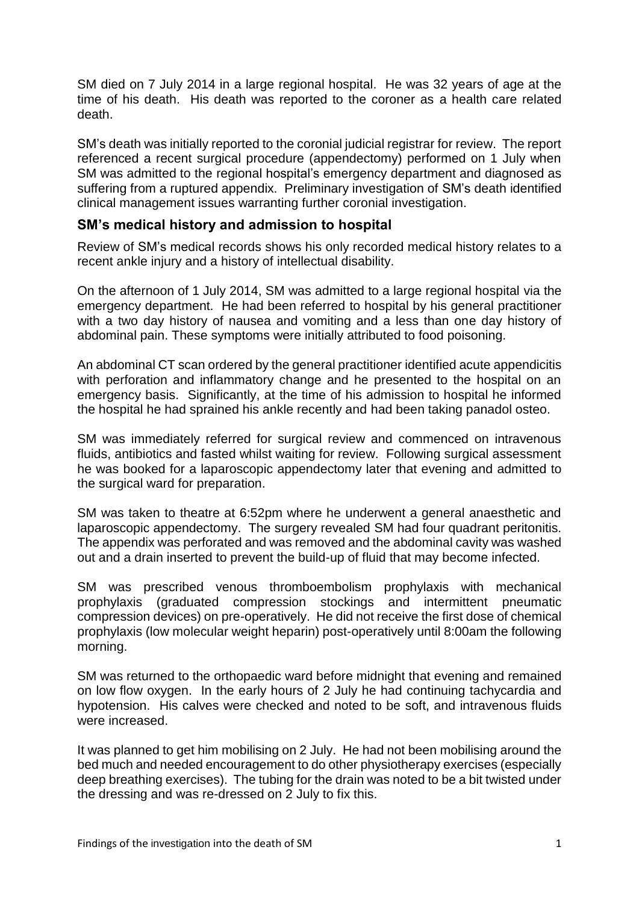SM died on 7 July 2014 in a large regional hospital. He was 32 years of age at the time of his death. His death was reported to the coroner as a health care related death.

SM's death was initially reported to the coronial judicial registrar for review. The report referenced a recent surgical procedure (appendectomy) performed on 1 July when SM was admitted to the regional hospital's emergency department and diagnosed as suffering from a ruptured appendix. Preliminary investigation of SM's death identified clinical management issues warranting further coronial investigation.

## SM's medical history and admission to hospital

Review of SM's medical records shows his only recorded medical history relates to a recent ankle injury and a history of intellectual disability.

On the afternoon of 1 July 2014, SM was admitted to a large regional hospital via the emergency department. He had been referred to hospital by his general practitioner with a two day history of nausea and vomiting and a less than one day history of abdominal pain. These symptoms were initially attributed to food poisoning.

An abdominal CT scan ordered by the general practitioner identified acute appendicitis with perforation and inflammatory change and he presented to the hospital on an emergency basis. Significantly, at the time of his admission to hospital he informed the hospital he had sprained his ankle recently and had been taking panadol osteo.

SM was immediately referred for surgical review and commenced on intravenous fluids, antibiotics and fasted whilst waiting for review. Following surgical assessment he was booked for a laparoscopic appendectomy later that evening and admitted to the surgical ward for preparation.

SM was taken to theatre at 6:52pm where he underwent a general anaesthetic and laparoscopic appendectomy. The surgery revealed SM had four quadrant peritonitis. The appendix was perforated and was removed and the abdominal cavity was washed out and a drain inserted to prevent the build-up of fluid that may become infected.

SM was prescribed venous thromboembolism prophylaxis with mechanical prophylaxis (graduated compression stockings and intermittent pneumatic compression devices) on pre-operatively. He did not receive the first dose of chemical prophylaxis (low molecular weight heparin) post-operatively until 8:00am the following morning.

SM was returned to the orthopaedic ward before midnight that evening and remained on low flow oxygen. In the early hours of 2 July he had continuing tachycardia and hypotension. His calves were checked and noted to be soft, and intravenous fluids were increased.

It was planned to get him mobilising on 2 July. He had not been mobilising around the bed much and needed encouragement to do other physiotherapy exercises (especially deep breathing exercises). The tubing for the drain was noted to be a bit twisted under the dressing and was re-dressed on 2 July to fix this.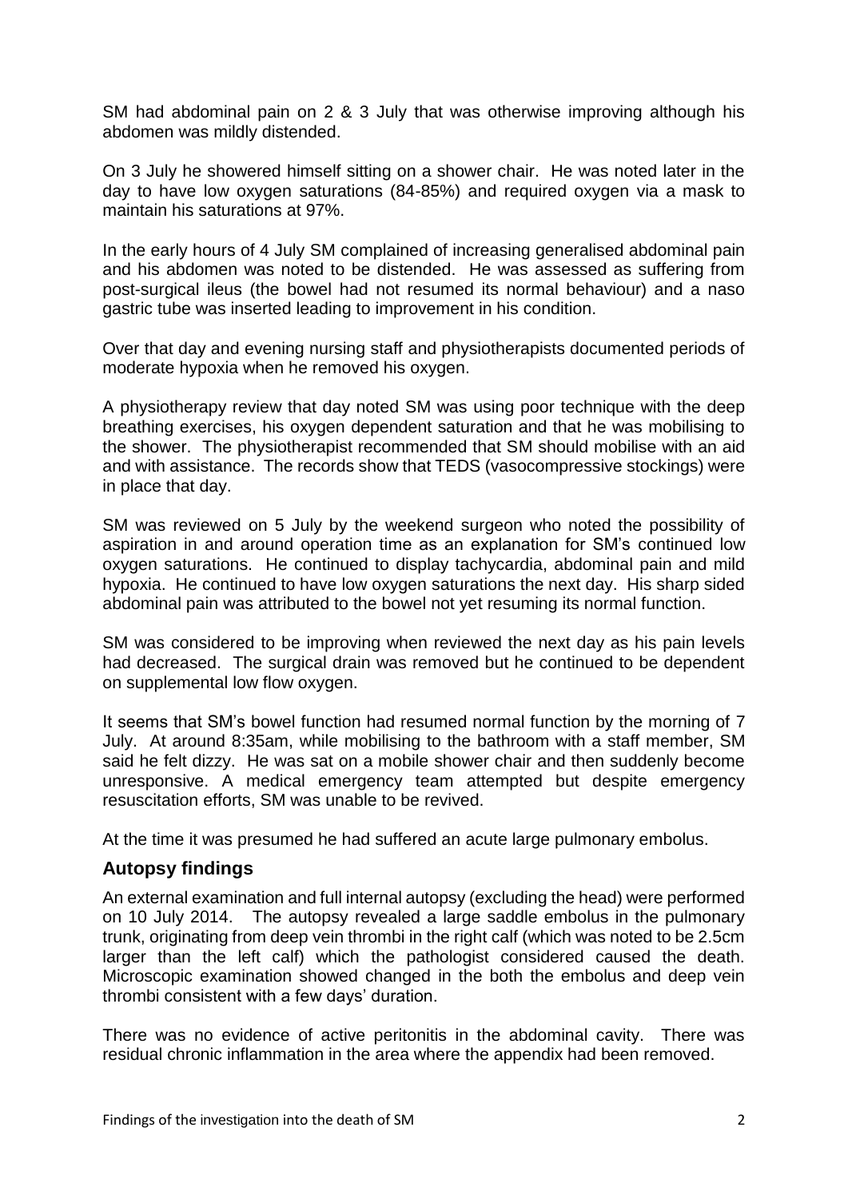SM had abdominal pain on 2 & 3 July that was otherwise improving although his abdomen was mildly distended.

On 3 July he showered himself sitting on a shower chair. He was noted later in the day to have low oxygen saturations (84-85%) and required oxygen via a mask to maintain his saturations at 97%.

In the early hours of 4 July SM complained of increasing generalised abdominal pain and his abdomen was noted to be distended. He was assessed as suffering from post-surgical ileus (the bowel had not resumed its normal behaviour) and a naso gastric tube was inserted leading to improvement in his condition.

Over that day and evening nursing staff and physiotherapists documented periods of moderate hypoxia when he removed his oxygen.

A physiotherapy review that day noted SM was using poor technique with the deep breathing exercises, his oxygen dependent saturation and that he was mobilising to the shower. The physiotherapist recommended that SM should mobilise with an aid and with assistance. The records show that TEDS (vasocompressive stockings) were in place that day.

SM was reviewed on 5 July by the weekend surgeon who noted the possibility of aspiration in and around operation time as an explanation for SM's continued low oxygen saturations. He continued to display tachycardia, abdominal pain and mild hypoxia. He continued to have low oxygen saturations the next day. His sharp sided abdominal pain was attributed to the bowel not yet resuming its normal function.

SM was considered to be improving when reviewed the next day as his pain levels had decreased. The surgical drain was removed but he continued to be dependent on supplemental low flow oxygen.

It seems that SM's bowel function had resumed normal function by the morning of 7 July. At around 8:35am, while mobilising to the bathroom with a staff member, SM said he felt dizzy. He was sat on a mobile shower chair and then suddenly become unresponsive. A medical emergency team attempted but despite emergency resuscitation efforts, SM was unable to be revived.

At the time it was presumed he had suffered an acute large pulmonary embolus.

## Autopsy findings

An external examination and full internal autopsy (excluding the head) were performed on 10 July 2014. The autopsy revealed a large saddle embolus in the pulmonary trunk, originating from deep vein thrombi in the right calf (which was noted to be 2.5cm larger than the left calf) which the pathologist considered caused the death. Microscopic examination showed changed in the both the embolus and deep vein thrombi consistent with a few days' duration.

There was no evidence of active peritonitis in the abdominal cavity. There was residual chronic inflammation in the area where the appendix had been removed.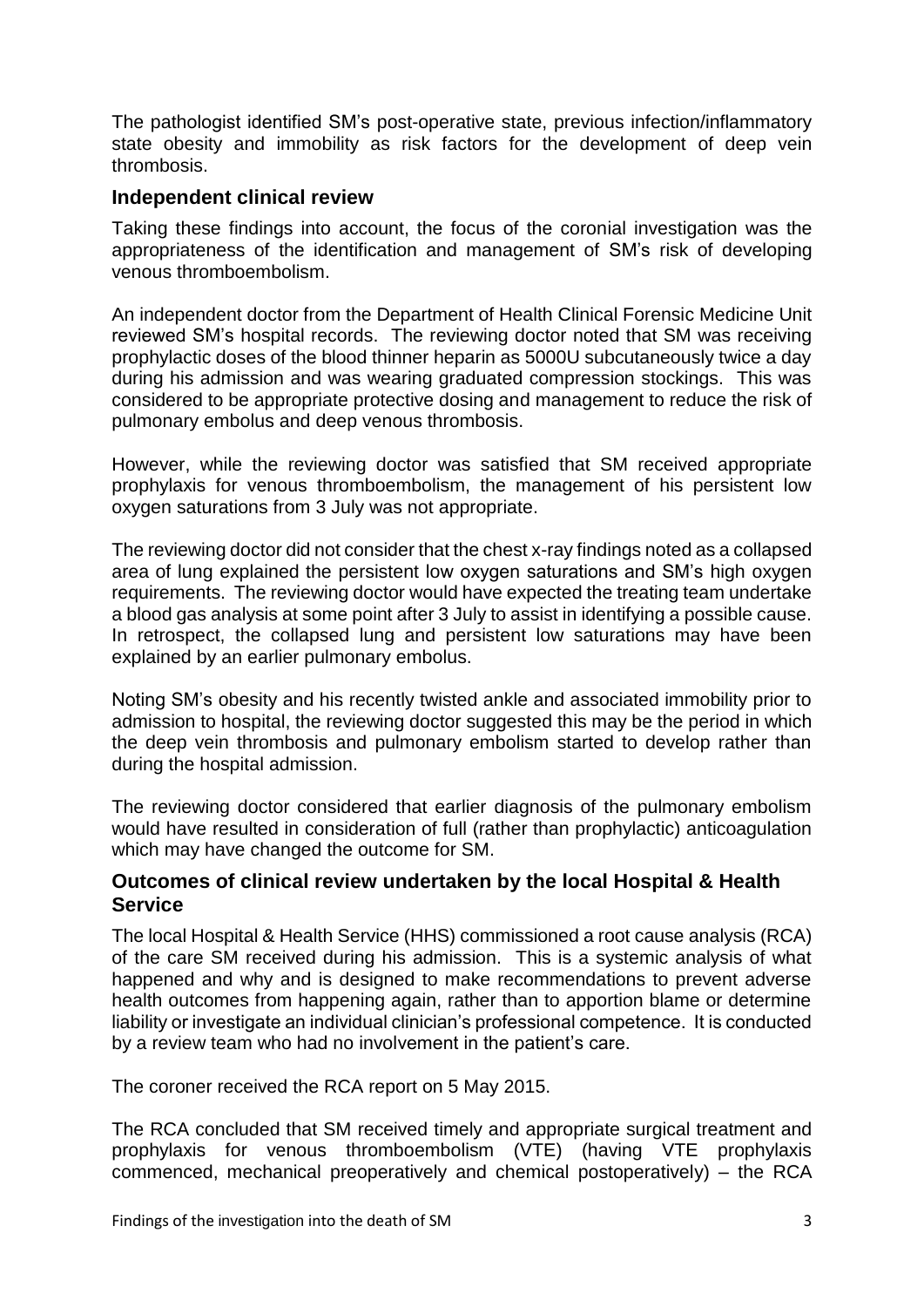The pathologist identified SM's post-operative state, previous infection/inflammatory state obesity and immobility as risk factors for the development of deep vein thrombosis.

## Independent clinical review

Taking these findings into account, the focus of the coronial investigation was the appropriateness of the identification and management of SM's risk of developing venous thromboembolism.

An independent doctor from the Department of Health Clinical Forensic Medicine Unit reviewed SM's hospital records. The reviewing doctor noted that SM was receiving prophylactic doses of the blood thinner heparin as 5000U subcutaneously twice a day during his admission and was wearing graduated compression stockings. This was considered to be appropriate protective dosing and management to reduce the risk of pulmonary embolus and deep venous thrombosis.

However, while the reviewing doctor was satisfied that SM received appropriate prophylaxis for venous thromboembolism, the management of his persistent low oxygen saturations from 3 July was not appropriate.

The reviewing doctor did not consider that the chest x-ray findings noted as a collapsed area of lung explained the persistent low oxygen saturations and SM's high oxygen requirements. The reviewing doctor would have expected the treating team undertake a blood gas analysis at some point after 3 July to assist in identifying a possible cause. In retrospect, the collapsed lung and persistent low saturations may have been explained by an earlier pulmonary embolus.

Noting SM's obesity and his recently twisted ankle and associated immobility prior to admission to hospital, the reviewing doctor suggested this may be the period in which the deep vein thrombosis and pulmonary embolism started to develop rather than during the hospital admission.

The reviewing doctor considered that earlier diagnosis of the pulmonary embolism would have resulted in consideration of full (rather than prophylactic) anticoagulation which may have changed the outcome for SM.

## Outcomes of clinical review undertaken by the local Hospital & Health Service

The local Hospital & Health Service (HHS) commissioned a root cause analysis (RCA) of the care SM received during his admission. This is a systemic analysis of what happened and why and is designed to make recommendations to prevent adverse health outcomes from happening again, rather than to apportion blame or determine liability or investigate an individual clinician's professional competence. It is conducted by a review team who had no involvement in the patient's care.

The coroner received the RCA report on 5 May 2015.

The RCA concluded that SM received timely and appropriate surgical treatment and prophylaxis for venous thromboembolism (VTE) (having VTE prophylaxis commenced, mechanical preoperatively and chemical postoperatively) – the RCA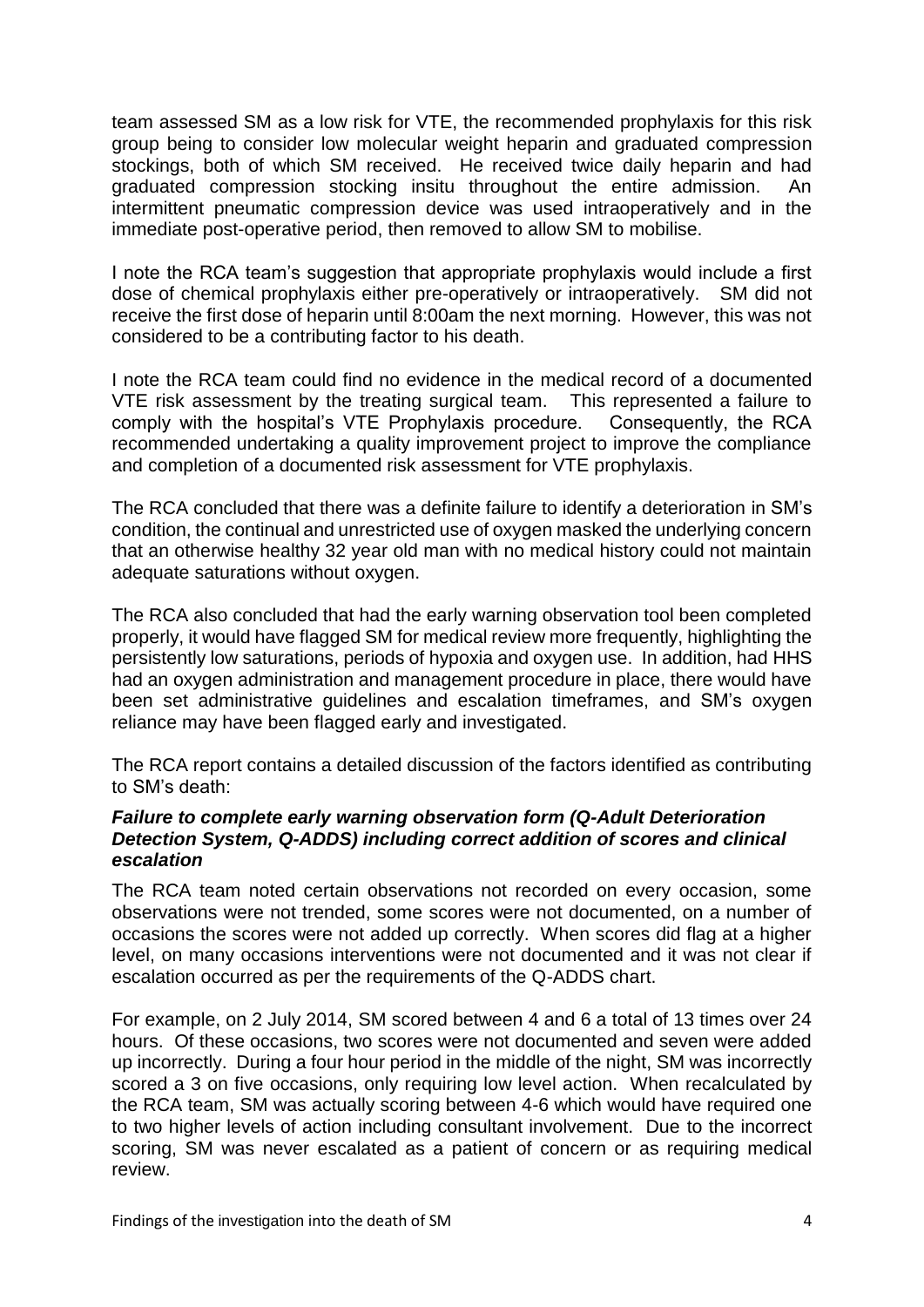team assessed SM as a low risk for VTE, the recommended prophylaxis for this risk group being to consider low molecular weight heparin and graduated compression stockings, both of which SM received. He received twice daily heparin and had graduated compression stocking insitu throughout the entire admission. An intermittent pneumatic compression device was used intraoperatively and in the immediate post-operative period, then removed to allow SM to mobilise.

I note the RCA team's suggestion that appropriate prophylaxis would include a first dose of chemical prophylaxis either pre-operatively or intraoperatively. SM did not receive the first dose of heparin until 8:00am the next morning. However, this was not considered to be a contributing factor to his death.

I note the RCA team could find no evidence in the medical record of a documented VTE risk assessment by the treating surgical team. This represented a failure to comply with the hospital's VTE Prophylaxis procedure. Consequently, the RCA recommended undertaking a quality improvement project to improve the compliance and completion of a documented risk assessment for VTE prophylaxis.

The RCA concluded that there was a definite failure to identify a deterioration in SM's condition, the continual and unrestricted use of oxygen masked the underlying concern that an otherwise healthy 32 year old man with no medical history could not maintain adequate saturations without oxygen.

The RCA also concluded that had the early warning observation tool been completed properly, it would have flagged SM for medical review more frequently, highlighting the persistently low saturations, periods of hypoxia and oxygen use. In addition, had HHS had an oxygen administration and management procedure in place, there would have been set administrative guidelines and escalation timeframes, and SM's oxygen reliance may have been flagged early and investigated.

The RCA report contains a detailed discussion of the factors identified as contributing to SM's death:

***Failure to complete early warning observation form (Q-Adult Deterioration Detection System, Q-ADDS) including correct addition of scores and clinical escalation***

The RCA team noted certain observations not recorded on every occasion, some observations were not trended, some scores were not documented, on a number of occasions the scores were not added up correctly. When scores did flag at a higher level, on many occasions interventions were not documented and it was not clear if escalation occurred as per the requirements of the Q-ADDS chart.

For example, on 2 July 2014, SM scored between 4 and 6 a total of 13 times over 24 hours. Of these occasions, two scores were not documented and seven were added up incorrectly. During a four hour period in the middle of the night, SM was incorrectly scored a 3 on five occasions, only requiring low level action. When recalculated by the RCA team, SM was actually scoring between 4-6 which would have required one to two higher levels of action including consultant involvement. Due to the incorrect scoring, SM was never escalated as a patient of concern or as requiring medical review.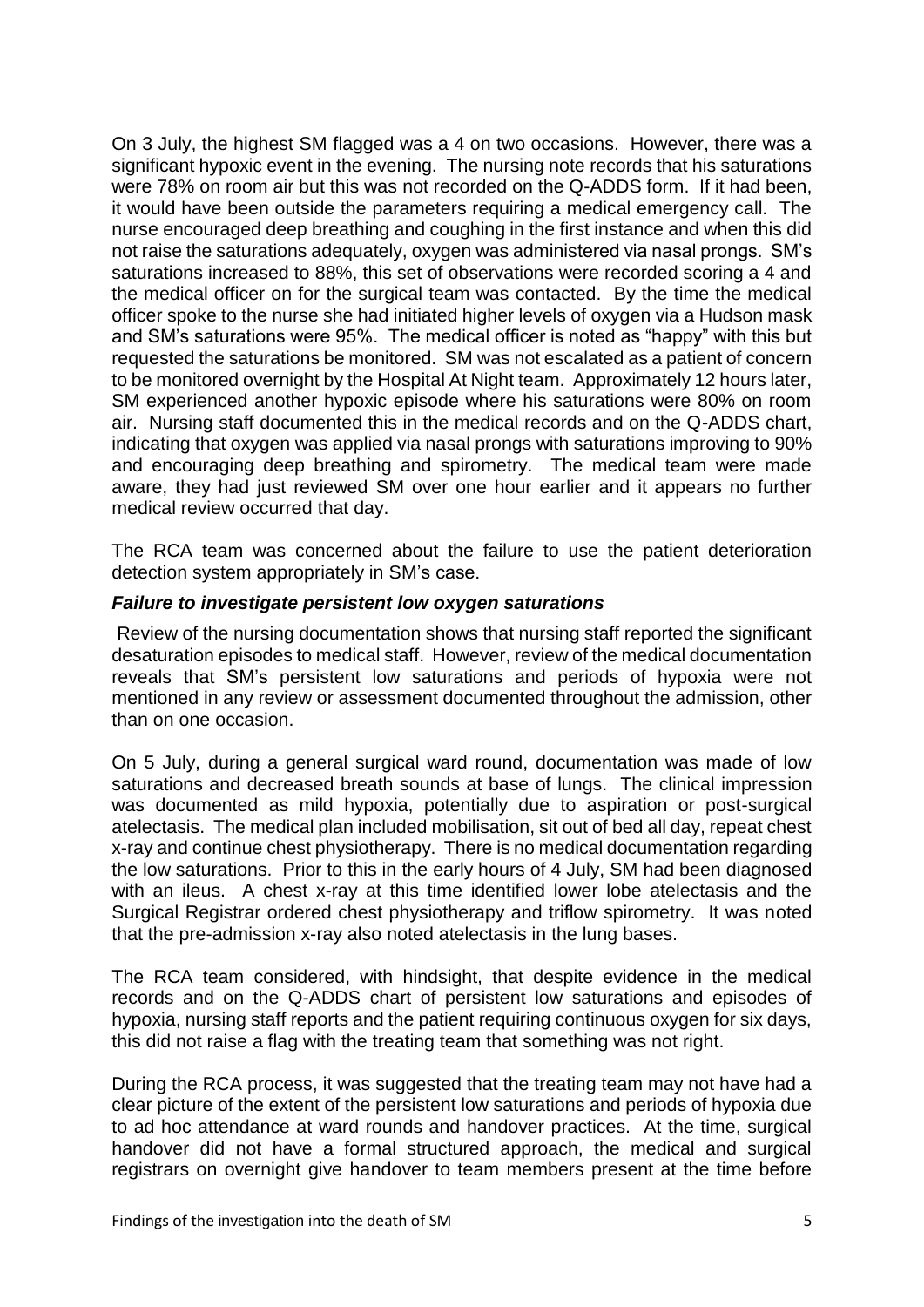On 3 July, the highest SM flagged was a 4 on two occasions. However, there was a significant hypoxic event in the evening. The nursing note records that his saturations were 78% on room air but this was not recorded on the Q-ADDS form. If it had been, it would have been outside the parameters requiring a medical emergency call. The nurse encouraged deep breathing and coughing in the first instance and when this did not raise the saturations adequately, oxygen was administered via nasal prongs. SM's saturations increased to 88%, this set of observations were recorded scoring a 4 and the medical officer on for the surgical team was contacted. By the time the medical officer spoke to the nurse she had initiated higher levels of oxygen via a Hudson mask and SM's saturations were 95%. The medical officer is noted as "happy" with this but requested the saturations be monitored. SM was not escalated as a patient of concern to be monitored overnight by the Hospital At Night team. Approximately 12 hours later, SM experienced another hypoxic episode where his saturations were 80% on room air. Nursing staff documented this in the medical records and on the Q-ADDS chart, indicating that oxygen was applied via nasal prongs with saturations improving to 90% and encouraging deep breathing and spirometry. The medical team were made aware, they had just reviewed SM over one hour earlier and it appears no further medical review occurred that day.

The RCA team was concerned about the failure to use the patient deterioration detection system appropriately in SM's case.

### ***Failure to investigate persistent low oxygen saturations***

Review of the nursing documentation shows that nursing staff reported the significant desaturation episodes to medical staff. However, review of the medical documentation reveals that SM's persistent low saturations and periods of hypoxia were not mentioned in any review or assessment documented throughout the admission, other than on one occasion.

On 5 July, during a general surgical ward round, documentation was made of low saturations and decreased breath sounds at base of lungs. The clinical impression was documented as mild hypoxia, potentially due to aspiration or post-surgical atelectasis. The medical plan included mobilisation, sit out of bed all day, repeat chest x-ray and continue chest physiotherapy. There is no medical documentation regarding the low saturations. Prior to this in the early hours of 4 July, SM had been diagnosed with an ileus. A chest x-ray at this time identified lower lobe atelectasis and the Surgical Registrar ordered chest physiotherapy and triflow spirometry. It was noted that the pre-admission x-ray also noted atelectasis in the lung bases.

The RCA team considered, with hindsight, that despite evidence in the medical records and on the Q-ADDS chart of persistent low saturations and episodes of hypoxia, nursing staff reports and the patient requiring continuous oxygen for six days, this did not raise a flag with the treating team that something was not right.

During the RCA process, it was suggested that the treating team may not have had a clear picture of the extent of the persistent low saturations and periods of hypoxia due to ad hoc attendance at ward rounds and handover practices. At the time, surgical handover did not have a formal structured approach, the medical and surgical registrars on overnight give handover to team members present at the time before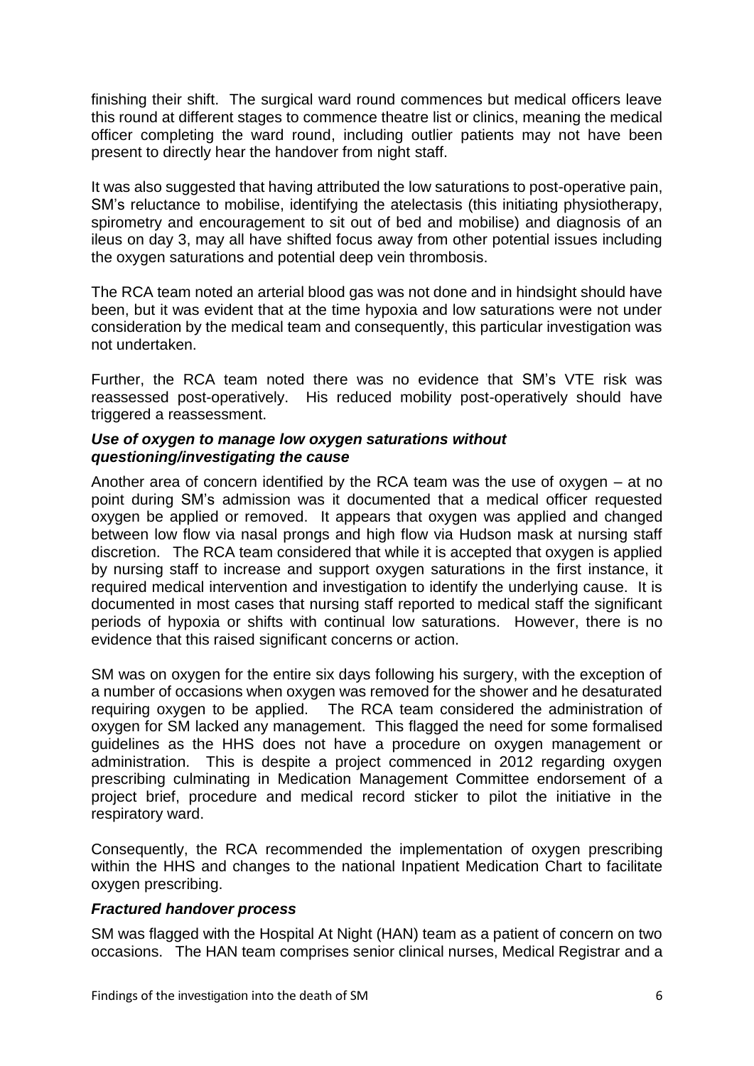finishing their shift. The surgical ward round commences but medical officers leave this round at different stages to commence theatre list or clinics, meaning the medical officer completing the ward round, including outlier patients may not have been present to directly hear the handover from night staff.

It was also suggested that having attributed the low saturations to post-operative pain, SM's reluctance to mobilise, identifying the atelectasis (this initiating physiotherapy, spirometry and encouragement to sit out of bed and mobilise) and diagnosis of an ileus on day 3, may all have shifted focus away from other potential issues including the oxygen saturations and potential deep vein thrombosis.

The RCA team noted an arterial blood gas was not done and in hindsight should have been, but it was evident that at the time hypoxia and low saturations were not under consideration by the medical team and consequently, this particular investigation was not undertaken.

Further, the RCA team noted there was no evidence that SM's VTE risk was reassessed post-operatively. His reduced mobility post-operatively should have triggered a reassessment.

***Use of oxygen to manage low oxygen saturations without questioning/investigating the cause***

Another area of concern identified by the RCA team was the use of oxygen – at no point during SM's admission was it documented that a medical officer requested oxygen be applied or removed. It appears that oxygen was applied and changed between low flow via nasal prongs and high flow via Hudson mask at nursing staff discretion. The RCA team considered that while it is accepted that oxygen is applied by nursing staff to increase and support oxygen saturations in the first instance, it required medical intervention and investigation to identify the underlying cause. It is documented in most cases that nursing staff reported to medical staff the significant periods of hypoxia or shifts with continual low saturations. However, there is no evidence that this raised significant concerns or action.

SM was on oxygen for the entire six days following his surgery, with the exception of a number of occasions when oxygen was removed for the shower and he desaturated requiring oxygen to be applied. The RCA team considered the administration of oxygen for SM lacked any management. This flagged the need for some formalised guidelines as the HHS does not have a procedure on oxygen management or administration. This is despite a project commenced in 2012 regarding oxygen prescribing culminating in Medication Management Committee endorsement of a project brief, procedure and medical record sticker to pilot the initiative in the respiratory ward.

Consequently, the RCA recommended the implementation of oxygen prescribing within the HHS and changes to the national Inpatient Medication Chart to facilitate oxygen prescribing.

***Fractured handover process***

SM was flagged with the Hospital At Night (HAN) team as a patient of concern on two occasions. The HAN team comprises senior clinical nurses, Medical Registrar and a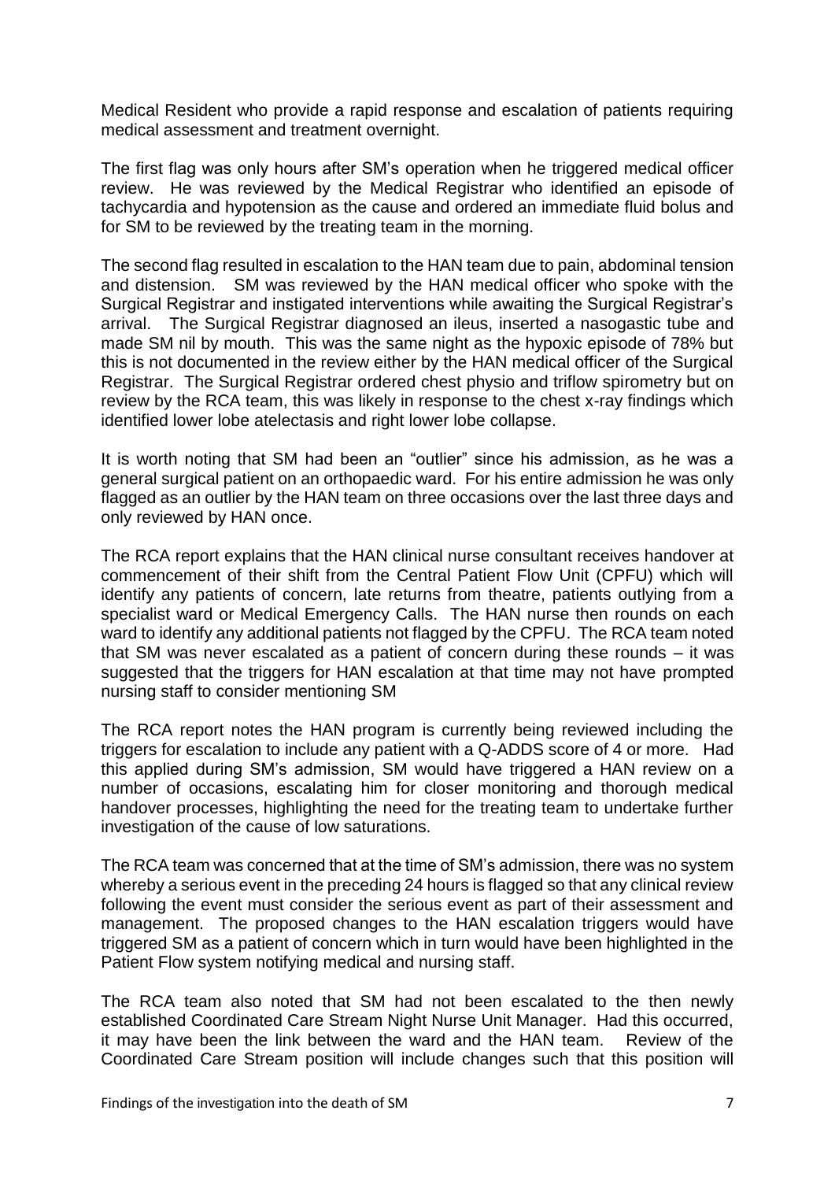Medical Resident who provide a rapid response and escalation of patients requiring medical assessment and treatment overnight.

The first flag was only hours after SM's operation when he triggered medical officer review. He was reviewed by the Medical Registrar who identified an episode of tachycardia and hypotension as the cause and ordered an immediate fluid bolus and for SM to be reviewed by the treating team in the morning.

The second flag resulted in escalation to the HAN team due to pain, abdominal tension and distension. SM was reviewed by the HAN medical officer who spoke with the Surgical Registrar and instigated interventions while awaiting the Surgical Registrar's arrival. The Surgical Registrar diagnosed an ileus, inserted a nasogastic tube and made SM nil by mouth. This was the same night as the hypoxic episode of 78% but this is not documented in the review either by the HAN medical officer of the Surgical Registrar. The Surgical Registrar ordered chest physio and triflow spirometry but on review by the RCA team, this was likely in response to the chest x-ray findings which identified lower lobe atelectasis and right lower lobe collapse.

It is worth noting that SM had been an "outlier" since his admission, as he was a general surgical patient on an orthopaedic ward. For his entire admission he was only flagged as an outlier by the HAN team on three occasions over the last three days and only reviewed by HAN once.

The RCA report explains that the HAN clinical nurse consultant receives handover at commencement of their shift from the Central Patient Flow Unit (CPFU) which will identify any patients of concern, late returns from theatre, patients outlying from a specialist ward or Medical Emergency Calls. The HAN nurse then rounds on each ward to identify any additional patients not flagged by the CPFU. The RCA team noted that SM was never escalated as a patient of concern during these rounds – it was suggested that the triggers for HAN escalation at that time may not have prompted nursing staff to consider mentioning SM

The RCA report notes the HAN program is currently being reviewed including the triggers for escalation to include any patient with a Q-ADDS score of 4 or more. Had this applied during SM's admission, SM would have triggered a HAN review on a number of occasions, escalating him for closer monitoring and thorough medical handover processes, highlighting the need for the treating team to undertake further investigation of the cause of low saturations.

The RCA team was concerned that at the time of SM's admission, there was no system whereby a serious event in the preceding 24 hours is flagged so that any clinical review following the event must consider the serious event as part of their assessment and management. The proposed changes to the HAN escalation triggers would have triggered SM as a patient of concern which in turn would have been highlighted in the Patient Flow system notifying medical and nursing staff.

The RCA team also noted that SM had not been escalated to the then newly established Coordinated Care Stream Night Nurse Unit Manager. Had this occurred, it may have been the link between the ward and the HAN team. Review of the Coordinated Care Stream position will include changes such that this position will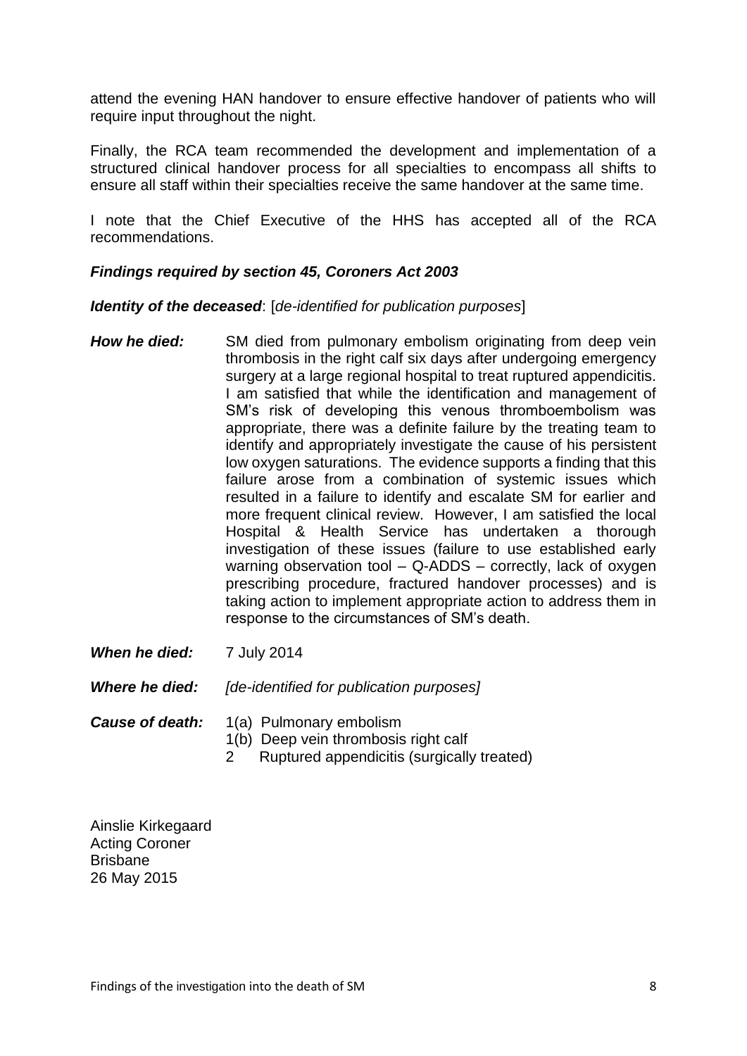attend the evening HAN handover to ensure effective handover of patients who will require input throughout the night.

Finally, the RCA team recommended the development and implementation of a structured clinical handover process for all specialties to encompass all shifts to ensure all staff within their specialties receive the same handover at the same time.

I note that the Chief Executive of the HHS has accepted all of the RCA recommendations.

***Findings required by section 45, Coroners Act 2003***

***Identity of the deceased***: [*de-identified for publication purposes*]

***How he died:*** SM died from pulmonary embolism originating from deep vein thrombosis in the right calf six days after undergoing emergency surgery at a large regional hospital to treat ruptured appendicitis. I am satisfied that while the identification and management of SM's risk of developing this venous thromboembolism was appropriate, there was a definite failure by the treating team to identify and appropriately investigate the cause of his persistent low oxygen saturations. The evidence supports a finding that this failure arose from a combination of systemic issues which resulted in a failure to identify and escalate SM for earlier and more frequent clinical review. However, I am satisfied the local Hospital & Health Service has undertaken a thorough investigation of these issues (failure to use established early warning observation tool – Q-ADDS – correctly, lack of oxygen prescribing procedure, fractured handover processes) and is taking action to implement appropriate action to address them in response to the circumstances of SM's death.

***When he died:*** 7 July 2014

***Where he died:*** *[de-identified for publication purposes]*

***Cause of death:*** 1(a) Pulmonary embolism
1(b) Deep vein thrombosis right calf
2 Ruptured appendicitis (surgically treated)

Ainslie Kirkegaard
Acting Coroner
Brisbane
26 May 2015